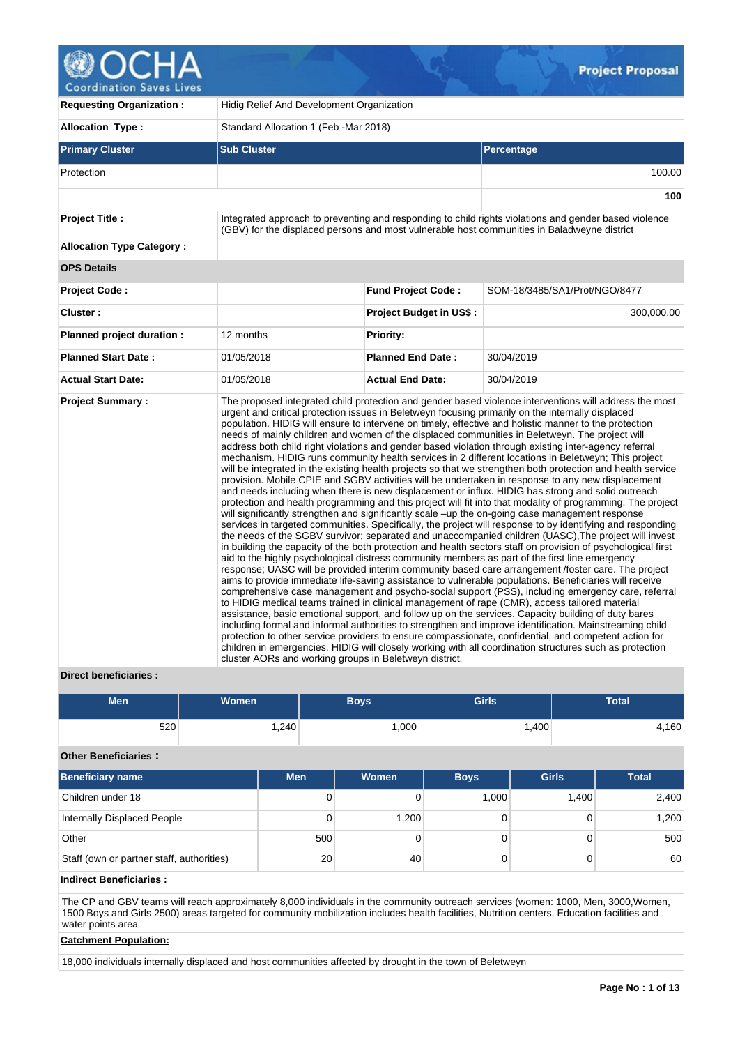# Project Proposal

| | | | |
|---|---|---|---|
| **Requesting Organization :** | Hidig Relief And Development Organization | | |
| **Allocation Type :** | Standard Allocation 1 (Feb -Mar 2018) | | |

| Primary Cluster | Sub Cluster | Percentage |
|---|---|---|
| Protection | | 100.00 |
| | | **100** |

| | | | |
|---|---|---|---|
| **Project Title :** | Integrated approach to preventing and responding to child rights violations and gender based violence (GBV) for the displaced persons and most vulnerable host communities in Baladweyne district | | |
| **Allocation Type Category :** | | | |
| **OPS Details** | | | |
| **Project Code :** | | **Fund Project Code :** | SOM-18/3485/SA1/Prot/NGO/8477 |
| **Cluster :** | | **Project Budget in US$ :** | 300,000.00 |
| **Planned project duration :** | 12 months | **Priority:** | |
| **Planned Start Date :** | 01/05/2018 | **Planned End Date :** | 30/04/2019 |
| **Actual Start Date:** | 01/05/2018 | **Actual End Date:** | 30/04/2019 |

**Project Summary :**

The proposed integrated child protection and gender based violence interventions will address the most urgent and critical protection issues in Beletweyn focusing primarily on the internally displaced population. HIDIG will ensure to intervene on timely, effective and holistic manner to the protection needs of mainly children and women of the displaced communities in Beletweyn. The project will address both child right violations and gender based violation through existing inter-agency referral mechanism. HIDIG runs community health services in 2 different locations in Beletweyn; This project will be integrated in the existing health projects so that we strengthen both protection and health service provision. Mobile CPIE and SGBV activities will be undertaken in response to any new displacement and needs including when there is new displacement or influx. HIDIG has strong and solid outreach protection and health programming and this project will fit into that modality of programming. The project will significantly strengthen and significantly scale –up the on-going case management response services in targeted communities. Specifically, the project will response to by identifying and responding the needs of the SGBV survivor; separated and unaccompanied children (UASC),The project will invest in building the capacity of the both protection and health sectors staff on provision of psychological first aid to the highly psychological distress community members as part of the first line emergency response; UASC will be provided interim community based care arrangement /foster care. The project aims to provide immediate life-saving assistance to vulnerable populations. Beneficiaries will receive comprehensive case management and psycho-social support (PSS), including emergency care, referral to HIDIG medical teams trained in clinical management of rape (CMR), access tailored material assistance, basic emotional support, and follow up on the services. Capacity building of duty bares including formal and informal authorities to strengthen and improve identification. Mainstreaming child protection to other service providers to ensure compassionate, confidential, and competent action for children in emergencies. HIDIG will closely working with all coordination structures such as protection cluster AORs and working groups in Beletweyn district.

**Direct beneficiaries :**

| Men | Women | Boys | Girls | Total |
|---|---|---|---|---|
| 520 | 1,240 | 1,000 | 1,400 | 4,160 |

**Other Beneficiaries :**

| Beneficiary name | Men | Women | Boys | Girls | Total |
|---|---|---|---|---|---|
| Children under 18 | 0 | 0 | 1,000 | 1,400 | 2,400 |
| Internally Displaced People | 0 | 1,200 | 0 | 0 | 1,200 |
| Other | 500 | 0 | 0 | 0 | 500 |
| Staff (own or partner staff, authorities) | 20 | 40 | 0 | 0 | 60 |

**Indirect Beneficiaries :**

The CP and GBV teams will reach approximately 8,000 individuals in the community outreach services (women: 1000, Men, 3000,Women, 1500 Boys and Girls 2500) areas targeted for community mobilization includes health facilities, Nutrition centers, Education facilities and water points area

**Catchment Population:**

18,000 individuals internally displaced and host communities affected by drought in the town of Beletweyn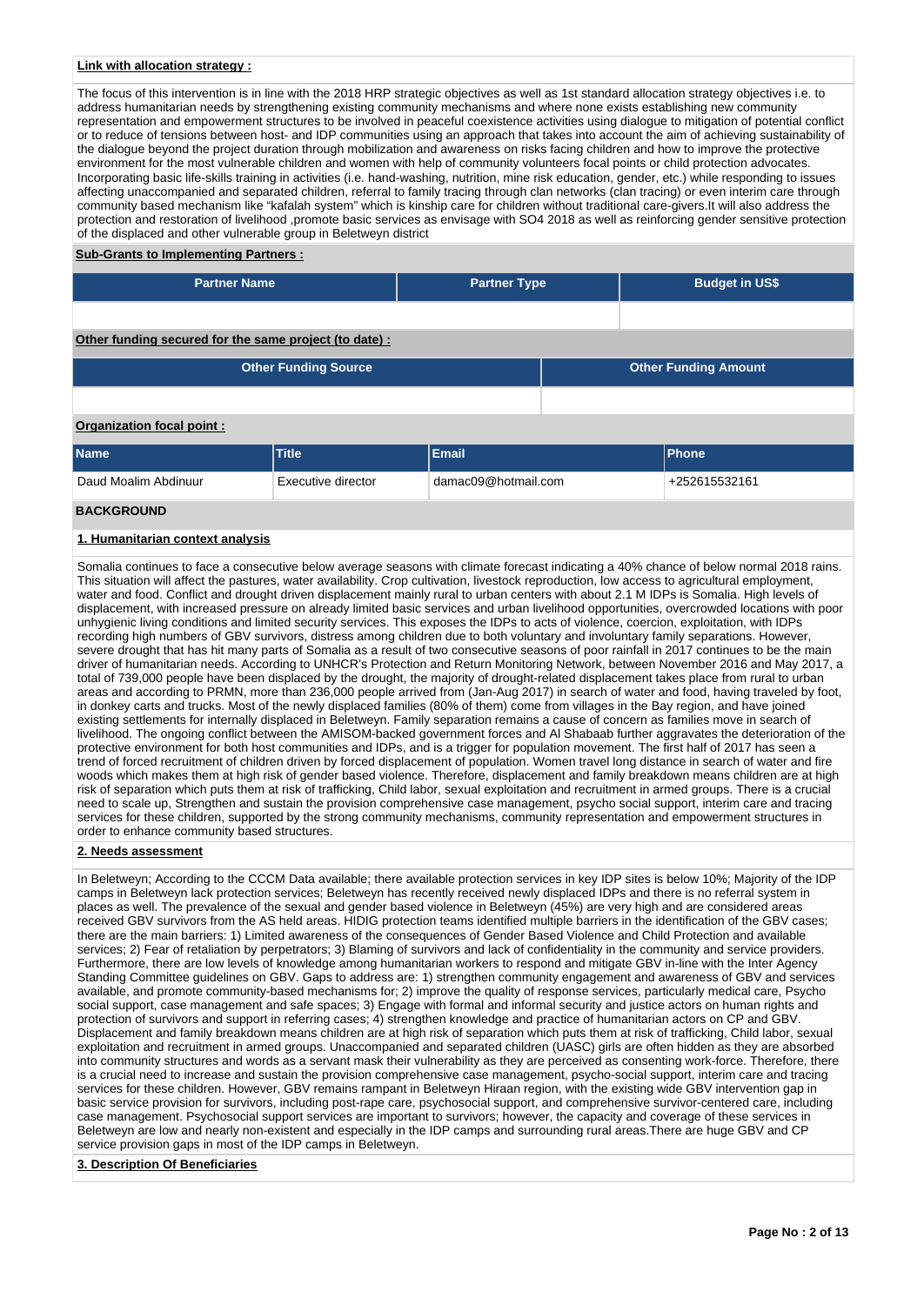**Link with allocation strategy :**

The focus of this intervention is in line with the 2018 HRP strategic objectives as well as 1st standard allocation strategy objectives i.e. to address humanitarian needs by strengthening existing community mechanisms and where none exists establishing new community representation and empowerment structures to be involved in peaceful coexistence activities using dialogue to mitigation of potential conflict or to reduce of tensions between host- and IDP communities using an approach that takes into account the aim of achieving sustainability of the dialogue beyond the project duration through mobilization and awareness on risks facing children and how to improve the protective environment for the most vulnerable children and women with help of community volunteers focal points or child protection advocates. Incorporating basic life-skills training in activities (i.e. hand-washing, nutrition, mine risk education, gender, etc.) while responding to issues affecting unaccompanied and separated children, referral to family tracing through clan networks (clan tracing) or even interim care through community based mechanism like "kafalah system" which is kinship care for children without traditional care-givers.It will also address the protection and restoration of livelihood ,promote basic services as envisage with SO4 2018 as well as reinforcing gender sensitive protection of the displaced and other vulnerable group in Beletweyn district

**Sub-Grants to Implementing Partners :**

| Partner Name | Partner Type | Budget in US$ |
|---|---|---|
| | | |

**Other funding secured for the same project (to date) :**

| Other Funding Source | Other Funding Amount |
|---|---|
| | |

**Organization focal point :**

| Name | Title | Email | Phone |
|---|---|---|---|
| Daud Moalim Abdinuur | Executive director | damac09@hotmail.com | +252615532161 |

## BACKGROUND

### 1. Humanitarian context analysis

Somalia continues to face a consecutive below average seasons with climate forecast indicating a 40% chance of below normal 2018 rains. This situation will affect the pastures, water availability. Crop cultivation, livestock reproduction, low access to agricultural employment, water and food. Conflict and drought driven displacement mainly rural to urban centers with about 2.1 M IDPs is Somalia. High levels of displacement, with increased pressure on already limited basic services and urban livelihood opportunities, overcrowded locations with poor unhygienic living conditions and limited security services. This exposes the IDPs to acts of violence, coercion, exploitation, with IDPs recording high numbers of GBV survivors, distress among children due to both voluntary and involuntary family separations. However, severe drought that has hit many parts of Somalia as a result of two consecutive seasons of poor rainfall in 2017 continues to be the main driver of humanitarian needs. According to UNHCR's Protection and Return Monitoring Network, between November 2016 and May 2017, a total of 739,000 people have been displaced by the drought, the majority of drought-related displacement takes place from rural to urban areas and according to PRMN, more than 236,000 people arrived from (Jan-Aug 2017) in search of water and food, having traveled by foot, in donkey carts and trucks. Most of the newly displaced families (80% of them) come from villages in the Bay region, and have joined existing settlements for internally displaced in Beletweyn. Family separation remains a cause of concern as families move in search of livelihood. The ongoing conflict between the AMISOM-backed government forces and Al Shabaab further aggravates the deterioration of the protective environment for both host communities and IDPs, and is a trigger for population movement. The first half of 2017 has seen a trend of forced recruitment of children driven by forced displacement of population. Women travel long distance in search of water and fire woods which makes them at high risk of gender based violence. Therefore, displacement and family breakdown means children are at high risk of separation which puts them at risk of trafficking, Child labor, sexual exploitation and recruitment in armed groups. There is a crucial need to scale up, Strengthen and sustain the provision comprehensive case management, psycho social support, interim care and tracing services for these children, supported by the strong community mechanisms, community representation and empowerment structures in order to enhance community based structures.

### 2. Needs assessment

In Beletweyn; According to the CCCM Data available; there available protection services in key IDP sites is below 10%; Majority of the IDP camps in Beletweyn lack protection services; Beletweyn has recently received newly displaced IDPs and there is no referral system in places as well. The prevalence of the sexual and gender based violence in Beletweyn (45%) are very high and are considered areas received GBV survivors from the AS held areas. HIDIG protection teams identified multiple barriers in the identification of the GBV cases; there are the main barriers: 1) Limited awareness of the consequences of Gender Based Violence and Child Protection and available services; 2) Fear of retaliation by perpetrators; 3) Blaming of survivors and lack of confidentiality in the community and service providers. Furthermore, there are low levels of knowledge among humanitarian workers to respond and mitigate GBV in-line with the Inter Agency Standing Committee guidelines on GBV. Gaps to address are: 1) strengthen community engagement and awareness of GBV and services available, and promote community-based mechanisms for; 2) improve the quality of response services, particularly medical care, Psycho social support, case management and safe spaces; 3) Engage with formal and informal security and justice actors on human rights and protection of survivors and support in referring cases; 4) strengthen knowledge and practice of humanitarian actors on CP and GBV. Displacement and family breakdown means children are at high risk of separation which puts them at risk of trafficking, Child labor, sexual exploitation and recruitment in armed groups. Unaccompanied and separated children (UASC) girls are often hidden as they are absorbed into community structures and words as a servant mask their vulnerability as they are perceived as consenting work-force. Therefore, there is a crucial need to increase and sustain the provision comprehensive case management, psycho-social support, interim care and tracing services for these children. However, GBV remains rampant in Beletweyn Hiraan region, with the existing wide GBV intervention gap in basic service provision for survivors, including post-rape care, psychosocial support, and comprehensive survivor-centered care, including case management. Psychosocial support services are important to survivors; however, the capacity and coverage of these services in Beletweyn are low and nearly non-existent and especially in the IDP camps and surrounding rural areas.There are huge GBV and CP service provision gaps in most of the IDP camps in Beletweyn.

### 3. Description Of Beneficiaries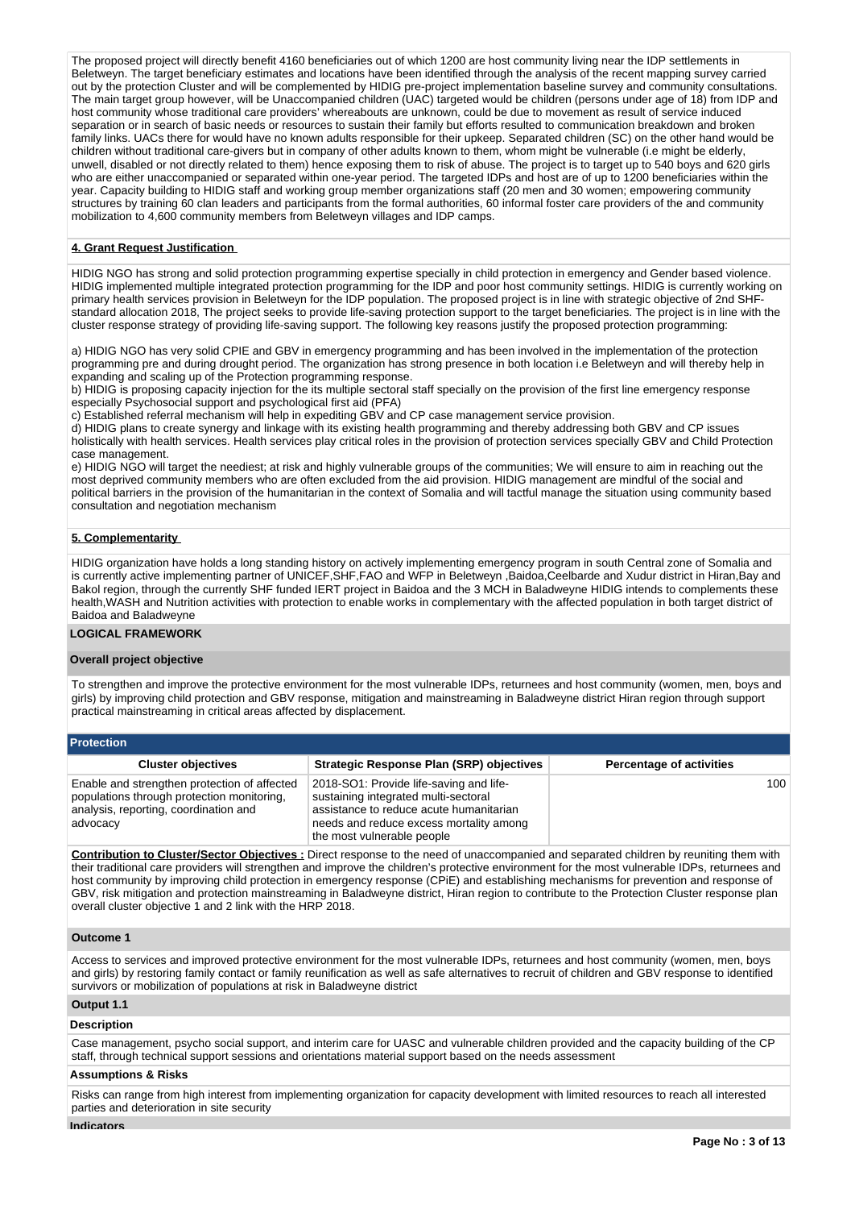The proposed project will directly benefit 4160 beneficiaries out of which 1200 are host community living near the IDP settlements in Beletweyn. The target beneficiary estimates and locations have been identified through the analysis of the recent mapping survey carried out by the protection Cluster and will be complemented by HIDIG pre-project implementation baseline survey and community consultations. The main target group however, will be Unaccompanied children (UAC) targeted would be children (persons under age of 18) from IDP and host community whose traditional care providers' whereabouts are unknown, could be due to movement as result of service induced separation or in search of basic needs or resources to sustain their family but efforts resulted to communication breakdown and broken family links. UACs there for would have no known adults responsible for their upkeep. Separated children (SC) on the other hand would be children without traditional care-givers but in company of other adults known to them, whom might be vulnerable (i.e might be elderly, unwell, disabled or not directly related to them) hence exposing them to risk of abuse. The project is to target up to 540 boys and 620 girls who are either unaccompanied or separated within one-year period. The targeted IDPs and host are of up to 1200 beneficiaries within the year. Capacity building to HIDIG staff and working group member organizations staff (20 men and 30 women; empowering community structures by training 60 clan leaders and participants from the formal authorities, 60 informal foster care providers of the and community mobilization to 4,600 community members from Beletweyn villages and IDP camps.

**4. Grant Request Justification**

HIDIG NGO has strong and solid protection programming expertise specially in child protection in emergency and Gender based violence. HIDIG implemented multiple integrated protection programming for the IDP and poor host community settings. HIDIG is currently working on primary health services provision in Beletweyn for the IDP population. The proposed project is in line with strategic objective of 2nd SHF-standard allocation 2018, The project seeks to provide life-saving protection support to the target beneficiaries. The project is in line with the cluster response strategy of providing life-saving support. The following key reasons justify the proposed protection programming:

a) HIDIG NGO has very solid CPIE and GBV in emergency programming and has been involved in the implementation of the protection programming pre and during drought period. The organization has strong presence in both location i.e Beletweyn and will thereby help in expanding and scaling up of the Protection programming response.
b) HIDIG is proposing capacity injection for the its multiple sectoral staff specially on the provision of the first line emergency response especially Psychosocial support and psychological first aid (PFA)
c) Established referral mechanism will help in expediting GBV and CP case management service provision.
d) HIDIG plans to create synergy and linkage with its existing health programming and thereby addressing both GBV and CP issues holistically with health services. Health services play critical roles in the provision of protection services specially GBV and Child Protection case management.
e) HIDIG NGO will target the neediest; at risk and highly vulnerable groups of the communities; We will ensure to aim in reaching out the most deprived community members who are often excluded from the aid provision. HIDIG management are mindful of the social and political barriers in the provision of the humanitarian in the context of Somalia and will tactful manage the situation using community based consultation and negotiation mechanism

**5. Complementarity**

HIDIG organization have holds a long standing history on actively implementing emergency program in south Central zone of Somalia and is currently active implementing partner of UNICEF,SHF,FAO and WFP in Beletweyn ,Baidoa,Ceelbarde and Xudur district in Hiran,Bay and Bakol region, through the currently SHF funded IERT project in Baidoa and the 3 MCH in Baladweyne HIDIG intends to complements these health,WASH and Nutrition activities with protection to enable works in complementary with the affected population in both target district of Baidoa and Baladweyne

## LOGICAL FRAMEWORK

### Overall project objective

To strengthen and improve the protective environment for the most vulnerable IDPs, returnees and host community (women, men, boys and girls) by improving child protection and GBV response, mitigation and mainstreaming in Baladweyne district Hiran region through support practical mainstreaming in critical areas affected by displacement.

### Protection

| Cluster objectives | Strategic Response Plan (SRP) objectives | Percentage of activities |
|---|---|---|
| Enable and strengthen protection of affected populations through protection monitoring, analysis, reporting, coordination and advocacy | 2018-SO1: Provide life-saving and life-sustaining integrated multi-sectoral assistance to reduce acute humanitarian needs and reduce excess mortality among the most vulnerable people | 100 |

**Contribution to Cluster/Sector Objectives :** Direct response to the need of unaccompanied and separated children by reuniting them with their traditional care providers will strengthen and improve the children's protective environment for the most vulnerable IDPs, returnees and host community by improving child protection in emergency response (CPiE) and establishing mechanisms for prevention and response of GBV, risk mitigation and protection mainstreaming in Baladweyne district, Hiran region to contribute to the Protection Cluster response plan overall cluster objective 1 and 2 link with the HRP 2018.

### Outcome 1

Access to services and improved protective environment for the most vulnerable IDPs, returnees and host community (women, men, boys and girls) by restoring family contact or family reunification as well as safe alternatives to recruit of children and GBV response to identified survivors or mobilization of populations at risk in Baladweyne district

### Output 1.1

**Description**

Case management, psycho social support, and interim care for UASC and vulnerable children provided and the capacity building of the CP staff, through technical support sessions and orientations material support based on the needs assessment

**Assumptions & Risks**

Risks can range from high interest from implementing organization for capacity development with limited resources to reach all interested parties and deterioration in site security

**Indicators**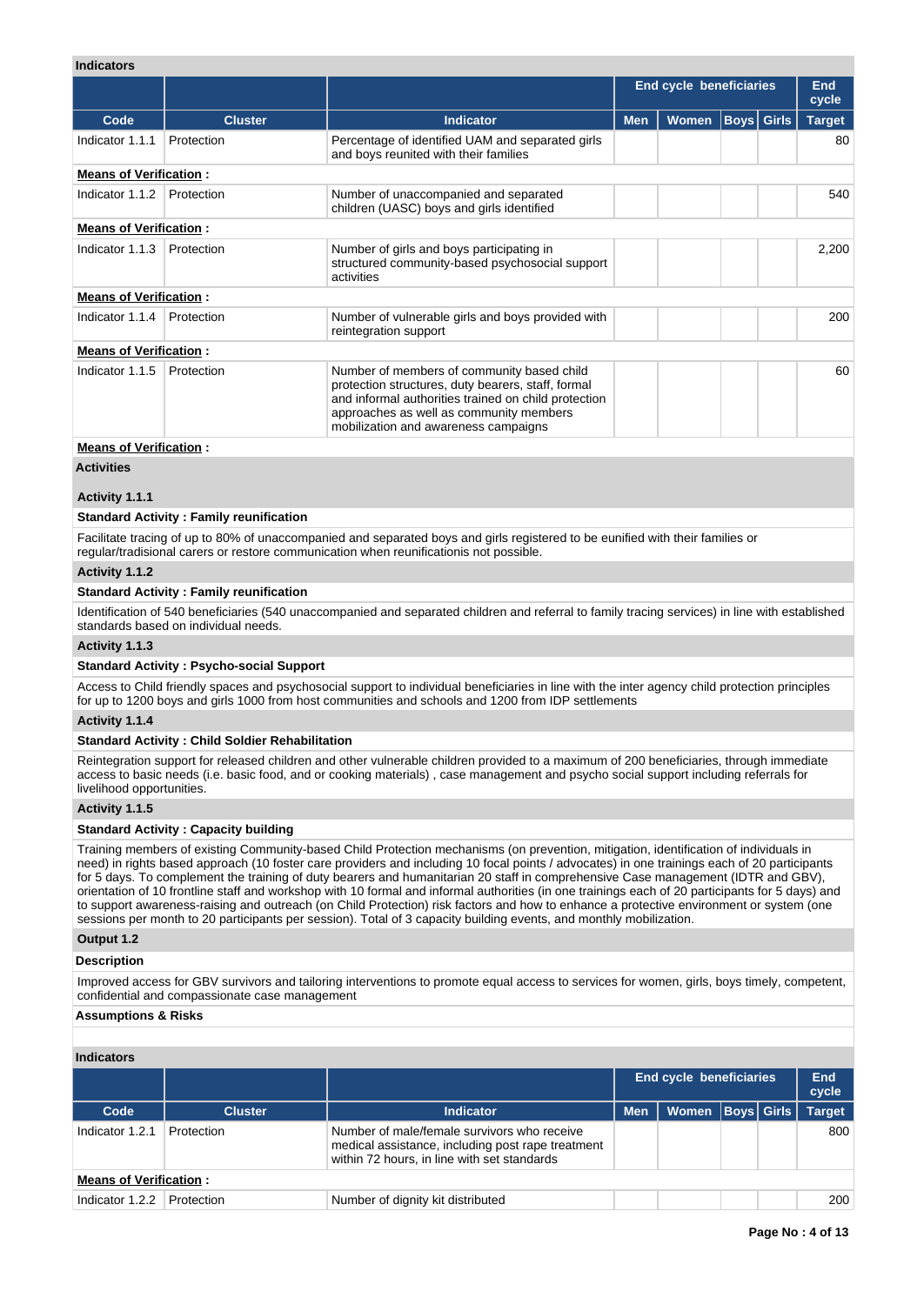**Indicators**

| | | | End cycle beneficiaries | | | | End cycle |
|---|---|---|---|---|---|---|---|
| **Code** | **Cluster** | **Indicator** | **Men** | **Women** | **Boys** | **Girls** | **Target** |
| Indicator 1.1.1 | Protection | Percentage of identified UAM and separated girls and boys reunited with their families | | | | | 80 |

**Means of Verification :**

| Code | Cluster | Indicator | Men | Women | Boys | Girls | Target |
|---|---|---|---|---|---|---|---|
| Indicator 1.1.2 | Protection | Number of unaccompanied and separated children (UASC) boys and girls identified | | | | | 540 |

**Means of Verification :**

| Code | Cluster | Indicator | Men | Women | Boys | Girls | Target |
|---|---|---|---|---|---|---|---|
| Indicator 1.1.3 | Protection | Number of girls and boys participating in structured community-based psychosocial support activities | | | | | 2,200 |

**Means of Verification :**

| Code | Cluster | Indicator | Men | Women | Boys | Girls | Target |
|---|---|---|---|---|---|---|---|
| Indicator 1.1.4 | Protection | Number of vulnerable girls and boys provided with reintegration support | | | | | 200 |

**Means of Verification :**

| Code | Cluster | Indicator | Men | Women | Boys | Girls | Target |
|---|---|---|---|---|---|---|---|
| Indicator 1.1.5 | Protection | Number of members of community based child protection structures, duty bearers, staff, formal and informal authorities trained on child protection approaches as well as community members mobilization and awareness campaigns | | | | | 60 |

**Means of Verification :**

**Activities**

**Activity 1.1.1**

**Standard Activity : Family reunification**

Facilitate tracing of up to 80% of unaccompanied and separated boys and girls registered to be eunified with their families or regular/tradisional carers or restore communication when reunificationis not possible.

**Activity 1.1.2**

**Standard Activity : Family reunification**

Identification of 540 beneficiaries (540 unaccompanied and separated children and referral to family tracing services) in line with established standards based on individual needs.

**Activity 1.1.3**

**Standard Activity : Psycho-social Support**

Access to Child friendly spaces and psychosocial support to individual beneficiaries in line with the inter agency child protection principles for up to 1200 boys and girls 1000 from host communities and schools and 1200 from IDP settlements

**Activity 1.1.4**

**Standard Activity : Child Soldier Rehabilitation**

Reintegration support for released children and other vulnerable children provided to a maximum of 200 beneficiaries, through immediate access to basic needs (i.e. basic food, and or cooking materials) , case management and psycho social support including referrals for livelihood opportunities.

**Activity 1.1.5**

**Standard Activity : Capacity building**

Training members of existing Community-based Child Protection mechanisms (on prevention, mitigation, identification of individuals in need) in rights based approach (10 foster care providers and including 10 focal points / advocates) in one trainings each of 20 participants for 5 days. To complement the training of duty bearers and humanitarian 20 staff in comprehensive Case management (IDTR and GBV), orientation of 10 frontline staff and workshop with 10 formal and informal authorities (in one trainings each of 20 participants for 5 days) and to support awareness-raising and outreach (on Child Protection) risk factors and how to enhance a protective environment or system (one sessions per month to 20 participants per session). Total of 3 capacity building events, and monthly mobilization.

**Output 1.2**

**Description**

Improved access for GBV survivors and tailoring interventions to promote equal access to services for women, girls, boys timely, competent, confidential and compassionate case management

**Assumptions & Risks**

**Indicators**

| | | | End cycle beneficiaries | | | | End cycle |
|---|---|---|---|---|---|---|---|
| **Code** | **Cluster** | **Indicator** | **Men** | **Women** | **Boys** | **Girls** | **Target** |
| Indicator 1.2.1 | Protection | Number of male/female survivors who receive medical assistance, including post rape treatment within 72 hours, in line with set standards | | | | | 800 |

**Means of Verification :**

| Code | Cluster | Indicator | Men | Women | Boys | Girls | Target |
|---|---|---|---|---|---|---|---|
| Indicator 1.2.2 | Protection | Number of dignity kit distributed | | | | | 200 |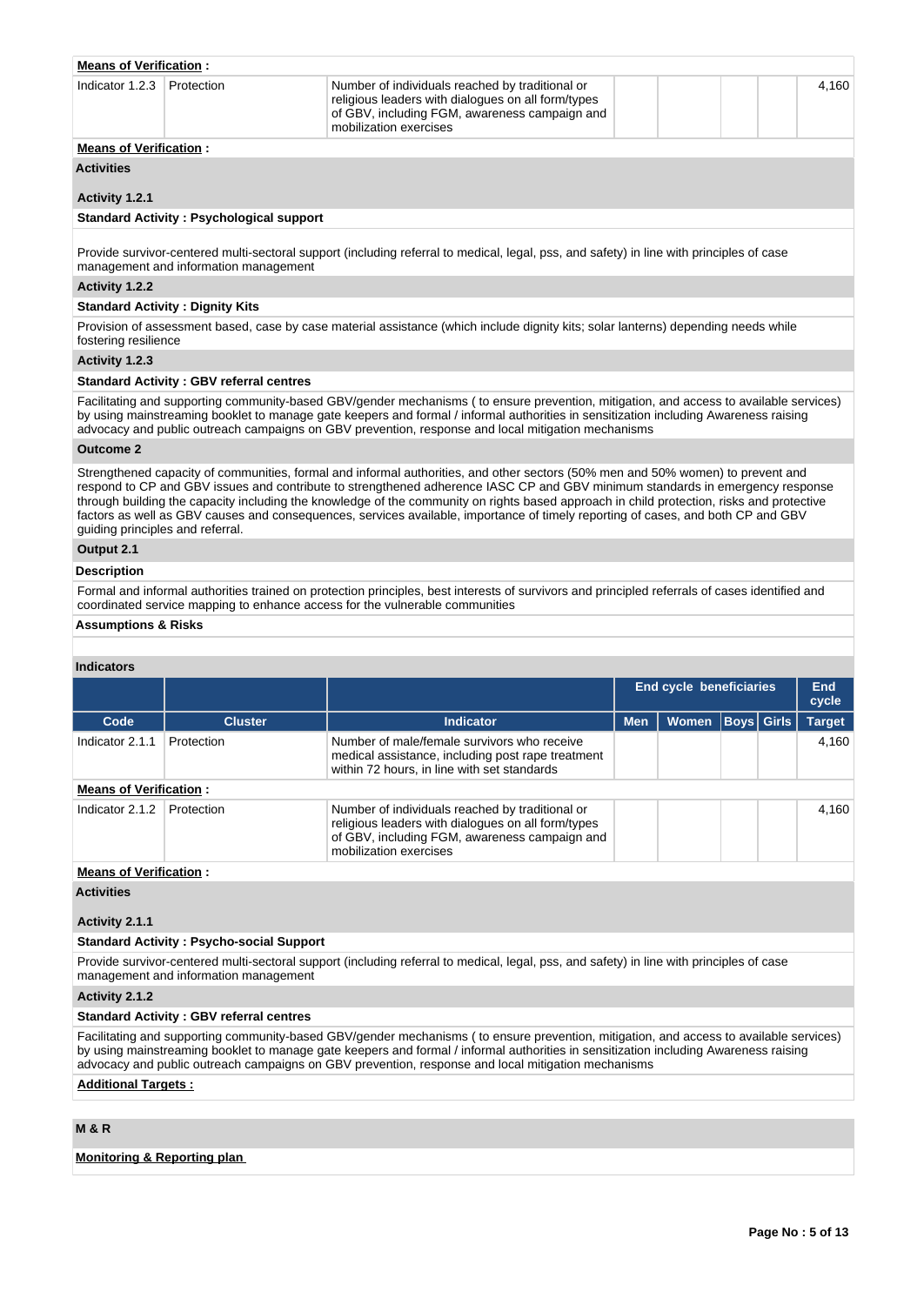**Means of Verification :**

| Indicator 1.2.3 | Protection | Number of individuals reached by traditional or religious leaders with dialogues on all form/types of GBV, including FGM, awareness campaign and mobilization exercises | | | | | 4,160 |
|---|---|---|---|---|---|---|---|

**Means of Verification :**

**Activities**

**Activity 1.2.1**

**Standard Activity : Psychological support**

Provide survivor-centered multi-sectoral support (including referral to medical, legal, pss, and safety) in line with principles of case management and information management

**Activity 1.2.2**

**Standard Activity : Dignity Kits**

Provision of assessment based, case by case material assistance (which include dignity kits; solar lanterns) depending needs while fostering resilience

**Activity 1.2.3**

**Standard Activity : GBV referral centres**

Facilitating and supporting community-based GBV/gender mechanisms ( to ensure prevention, mitigation, and access to available services) by using mainstreaming booklet to manage gate keepers and formal / informal authorities in sensitization including Awareness raising advocacy and public outreach campaigns on GBV prevention, response and local mitigation mechanisms

**Outcome 2**

Strengthened capacity of communities, formal and informal authorities, and other sectors (50% men and 50% women) to prevent and respond to CP and GBV issues and contribute to strengthened adherence IASC CP and GBV minimum standards in emergency response through building the capacity including the knowledge of the community on rights based approach in child protection, risks and protective factors as well as GBV causes and consequences, services available, importance of timely reporting of cases, and both CP and GBV guiding principles and referral.

**Output 2.1**

**Description**

Formal and informal authorities trained on protection principles, best interests of survivors and principled referrals of cases identified and coordinated service mapping to enhance access for the vulnerable communities

**Assumptions & Risks**

**Indicators**

| | | | End cycle beneficiaries | | | | End cycle |
|---|---|---|---|---|---|---|---|
| **Code** | **Cluster** | **Indicator** | **Men** | **Women** | **Boys** | **Girls** | **Target** |
| Indicator 2.1.1 | Protection | Number of male/female survivors who receive medical assistance, including post rape treatment within 72 hours, in line with set standards | | | | | 4,160 |
| **Means of Verification :** | | | | | | | |
| Indicator 2.1.2 | Protection | Number of individuals reached by traditional or religious leaders with dialogues on all form/types of GBV, including FGM, awareness campaign and mobilization exercises | | | | | 4,160 |

**Means of Verification :**

**Activities**

**Activity 2.1.1**

**Standard Activity : Psycho-social Support**

Provide survivor-centered multi-sectoral support (including referral to medical, legal, pss, and safety) in line with principles of case management and information management

**Activity 2.1.2**

**Standard Activity : GBV referral centres**

Facilitating and supporting community-based GBV/gender mechanisms ( to ensure prevention, mitigation, and access to available services) by using mainstreaming booklet to manage gate keepers and formal / informal authorities in sensitization including Awareness raising advocacy and public outreach campaigns on GBV prevention, response and local mitigation mechanisms

**Additional Targets :**

**M & R**

**Monitoring & Reporting plan**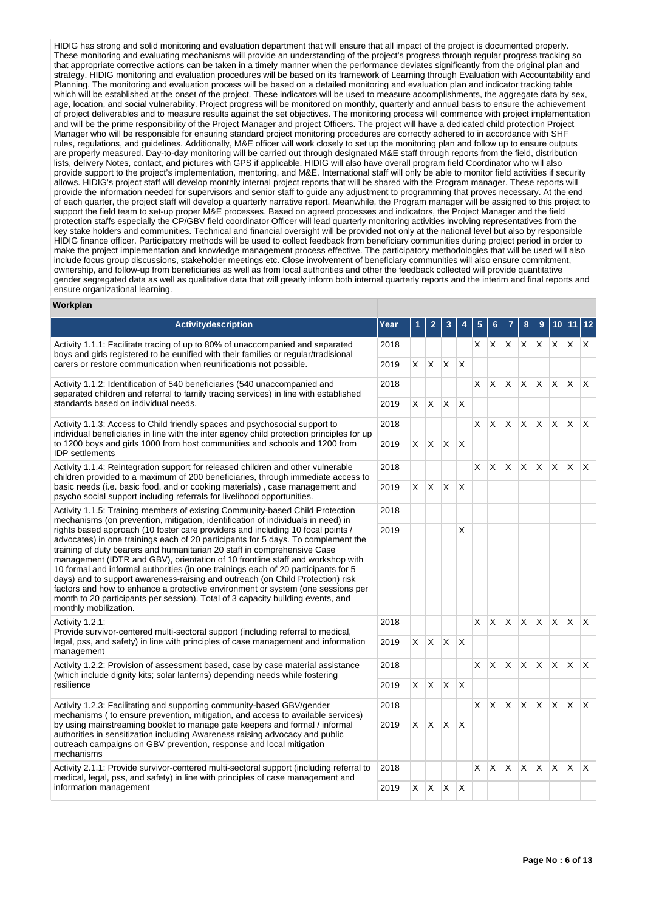HIDIG has strong and solid monitoring and evaluation department that will ensure that all impact of the project is documented properly. These monitoring and evaluating mechanisms will provide an understanding of the project's progress through regular progress tracking so that appropriate corrective actions can be taken in a timely manner when the performance deviates significantly from the original plan and strategy. HIDIG monitoring and evaluation procedures will be based on its framework of Learning through Evaluation with Accountability and Planning. The monitoring and evaluation process will be based on a detailed monitoring and evaluation plan and indicator tracking table which will be established at the onset of the project. These indicators will be used to measure accomplishments, the aggregate data by sex, age, location, and social vulnerability. Project progress will be monitored on monthly, quarterly and annual basis to ensure the achievement of project deliverables and to measure results against the set objectives. The monitoring process will commence with project implementation and will be the prime responsibility of the Project Manager and project Officers. The project will have a dedicated child protection Project Manager who will be responsible for ensuring standard project monitoring procedures are correctly adhered to in accordance with SHF rules, regulations, and guidelines. Additionally, M&E officer will work closely to set up the monitoring plan and follow up to ensure outputs are properly measured. Day-to-day monitoring will be carried out through designated M&E staff through reports from the field, distribution lists, delivery Notes, contact, and pictures with GPS if applicable. HIDIG will also have overall program field Coordinator who will also provide support to the project's implementation, mentoring, and M&E. International staff will only be able to monitor field activities if security allows. HIDIG's project staff will develop monthly internal project reports that will be shared with the Program manager. These reports will provide the information needed for supervisors and senior staff to guide any adjustment to programming that proves necessary. At the end of each quarter, the project staff will develop a quarterly narrative report. Meanwhile, the Program manager will be assigned to this project to support the field team to set-up proper M&E processes. Based on agreed processes and indicators, the Project Manager and the field protection staffs especially the CP/GBV field coordinator Officer will lead quarterly monitoring activities involving representatives from the key stake holders and communities. Technical and financial oversight will be provided not only at the national level but also by responsible HIDIG finance officer. Participatory methods will be used to collect feedback from beneficiary communities during project period in order to make the project implementation and knowledge management process effective. The participatory methodologies that will be used will also include focus group discussions, stakeholder meetings etc. Close involvement of beneficiary communities will also ensure commitment, ownership, and follow-up from beneficiaries as well as from local authorities and other the feedback collected will provide quantitative gender segregated data as well as qualitative data that will greatly inform both internal quarterly reports and the interim and final reports and ensure organizational learning.

**Workplan**

| Activitydescription | Year | 1 | 2 | 3 | 4 | 5 | 6 | 7 | 8 | 9 | 10 | 11 | 12 |
|---|---|---|---|---|---|---|---|---|---|---|---|---|---|
| Activity 1.1.1: Facilitate tracing of up to 80% of unaccompanied and separated boys and girls registered to be eunified with their families or regular/tradisional carers or restore communication when reunificationis not possible. | 2018 | | | | | X | X | X | X | X | X | X | X |
| | 2019 | X | X | X | X | | | | | | | | |
| Activity 1.1.2: Identification of 540 beneficiaries (540 unaccompanied and separated children and referral to family tracing services) in line with established standards based on individual needs. | 2018 | | | | | X | X | X | X | X | X | X | X |
| | 2019 | X | X | X | X | | | | | | | | |
| Activity 1.1.3: Access to Child friendly spaces and psychosocial support to individual beneficiaries in line with the inter agency child protection principles for up to 1200 boys and girls 1000 from host communities and schools and 1200 from IDP settlements | 2018 | | | | | X | X | X | X | X | X | X | X |
| | 2019 | X | X | X | X | | | | | | | | |
| Activity 1.1.4: Reintegration support for released children and other vulnerable children provided to a maximum of 200 beneficiaries, through immediate access to basic needs (i.e. basic food, and or cooking materials) , case management and psycho social support including referrals for livelihood opportunities. | 2018 | | | | | X | X | X | X | X | X | X | X |
| | 2019 | X | X | X | X | | | | | | | | |
| Activity 1.1.5: Training members of existing Community-based Child Protection mechanisms (on prevention, mitigation, identification of individuals in need) in rights based approach (10 foster care providers and including 10 focal points / advocates) in one trainings each of 20 participants for 5 days. To complement the training of duty bearers and humanitarian 20 staff in comprehensive Case management (IDTR and GBV), orientation of 10 frontline staff and workshop with 10 formal and informal authorities (in one trainings each of 20 participants for 5 days) and to support awareness-raising and outreach (on Child Protection) risk factors and how to enhance a protective environment or system (one sessions per month to 20 participants per session). Total of 3 capacity building events, and monthly mobilization. | 2018 | | | | | | | | | | | | |
| | 2019 | | | | X | | | | | | | | |
| Activity 1.2.1: Provide survivor-centered multi-sectoral support (including referral to medical, legal, pss, and safety) in line with principles of case management and information management | 2018 | | | | | X | X | X | X | X | X | X | X |
| | 2019 | X | X | X | X | | | | | | | | |
| Activity 1.2.2: Provision of assessment based, case by case material assistance (which include dignity kits; solar lanterns) depending needs while fostering resilience | 2018 | | | | | X | X | X | X | X | X | X | X |
| | 2019 | X | X | X | X | | | | | | | | |
| Activity 1.2.3: Facilitating and supporting community-based GBV/gender mechanisms ( to ensure prevention, mitigation, and access to available services) by using mainstreaming booklet to manage gate keepers and formal / informal authorities in sensitization including Awareness raising advocacy and public outreach campaigns on GBV prevention, response and local mitigation mechanisms | 2018 | | | | | X | X | X | X | X | X | X | X |
| | 2019 | X | X | X | X | | | | | | | | |
| Activity 2.1.1: Provide survivor-centered multi-sectoral support (including referral to medical, legal, pss, and safety) in line with principles of case management and information management | 2018 | | | | | X | X | X | X | X | X | X | X |
| | 2019 | X | X | X | X | | | | | | | | |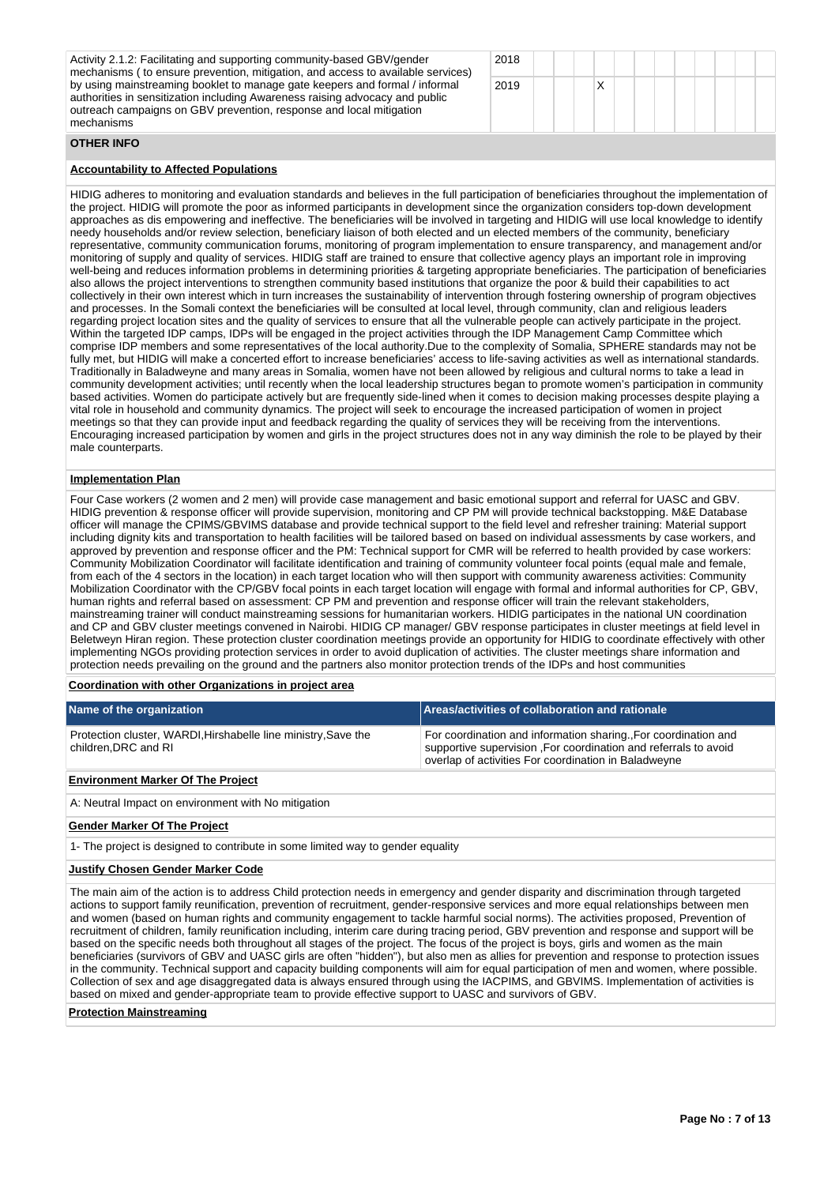| Activity | Year | 1 | 2 | 3 | 4 | 5 | 6 | 7 | 8 | 9 | 10 | 11 | 12 |
|---|---|---|---|---|---|---|---|---|---|---|---|---|---|
| Activity 2.1.2: Facilitating and supporting community-based GBV/gender mechanisms ( to ensure prevention, mitigation, and access to available services) by using mainstreaming booklet to manage gate keepers and formal / informal authorities in sensitization including Awareness raising advocacy and public outreach campaigns on GBV prevention, response and local mitigation mechanisms | 2018 | | | | | | | | | | | | |
| | 2019 | | | | X | | | | | | | | |

## OTHER INFO

**Accountability to Affected Populations**

HIDIG adheres to monitoring and evaluation standards and believes in the full participation of beneficiaries throughout the implementation of the project. HIDIG will promote the poor as informed participants in development since the organization considers top-down development approaches as dis empowering and ineffective. The beneficiaries will be involved in targeting and HIDIG will use local knowledge to identify needy households and/or review selection, beneficiary liaison of both elected and un elected members of the community, beneficiary representative, community communication forums, monitoring of program implementation to ensure transparency, and management and/or monitoring of supply and quality of services. HIDIG staff are trained to ensure that collective agency plays an important role in improving well-being and reduces information problems in determining priorities & targeting appropriate beneficiaries. The participation of beneficiaries also allows the project interventions to strengthen community based institutions that organize the poor & build their capabilities to act collectively in their own interest which in turn increases the sustainability of intervention through fostering ownership of program objectives and processes. In the Somali context the beneficiaries will be consulted at local level, through community, clan and religious leaders regarding project location sites and the quality of services to ensure that all the vulnerable people can actively participate in the project. Within the targeted IDP camps, IDPs will be engaged in the project activities through the IDP Management Camp Committee which comprise IDP members and some representatives of the local authority.Due to the complexity of Somalia, SPHERE standards may not be fully met, but HIDIG will make a concerted effort to increase beneficiaries' access to life-saving activities as well as international standards. Traditionally in Baladweyne and many areas in Somalia, women have not been allowed by religious and cultural norms to take a lead in community development activities; until recently when the local leadership structures began to promote women's participation in community based activities. Women do participate actively but are frequently side-lined when it comes to decision making processes despite playing a vital role in household and community dynamics. The project will seek to encourage the increased participation of women in project meetings so that they can provide input and feedback regarding the quality of services they will be receiving from the interventions. Encouraging increased participation by women and girls in the project structures does not in any way diminish the role to be played by their male counterparts.

**Implementation Plan**

Four Case workers (2 women and 2 men) will provide case management and basic emotional support and referral for UASC and GBV. HIDIG prevention & response officer will provide supervision, monitoring and CP PM will provide technical backstopping. M&E Database officer will manage the CPIMS/GBVIMS database and provide technical support to the field level and refresher training: Material support including dignity kits and transportation to health facilities will be tailored based on based on individual assessments by case workers, and approved by prevention and response officer and the PM: Technical support for CMR will be referred to health provided by case workers: Community Mobilization Coordinator will facilitate identification and training of community volunteer focal points (equal male and female, from each of the 4 sectors in the location) in each target location who will then support with community awareness activities: Community Mobilization Coordinator with the CP/GBV focal points in each target location will engage with formal and informal authorities for CP, GBV, human rights and referral based on assessment: CP PM and prevention and response officer will train the relevant stakeholders, mainstreaming trainer will conduct mainstreaming sessions for humanitarian workers. HIDIG participates in the national UN coordination and CP and GBV cluster meetings convened in Nairobi. HIDIG CP manager/ GBV response participates in cluster meetings at field level in Beletweyn Hiran region. These protection cluster coordination meetings provide an opportunity for HIDIG to coordinate effectively with other implementing NGOs providing protection services in order to avoid duplication of activities. The cluster meetings share information and protection needs prevailing on the ground and the partners also monitor protection trends of the IDPs and host communities

**Coordination with other Organizations in project area**

| Name of the organization | Areas/activities of collaboration and rationale |
|---|---|
| Protection cluster, WARDI,Hirshabelle line ministry,Save the children,DRC and RI | For coordination and information sharing.,For coordination and supportive supervision ,For coordination and referrals to avoid overlap of activities For coordination in Baladweyne |

**Environment Marker Of The Project**

A: Neutral Impact on environment with No mitigation

**Gender Marker Of The Project**

1- The project is designed to contribute in some limited way to gender equality

**Justify Chosen Gender Marker Code**

The main aim of the action is to address Child protection needs in emergency and gender disparity and discrimination through targeted actions to support family reunification, prevention of recruitment, gender-responsive services and more equal relationships between men and women (based on human rights and community engagement to tackle harmful social norms). The activities proposed, Prevention of recruitment of children, family reunification including, interim care during tracing period, GBV prevention and response and support will be based on the specific needs both throughout all stages of the project. The focus of the project is boys, girls and women as the main beneficiaries (survivors of GBV and UASC girls are often "hidden"), but also men as allies for prevention and response to protection issues in the community. Technical support and capacity building components will aim for equal participation of men and women, where possible. Collection of sex and age disaggregated data is always ensured through using the IACPIMS, and GBVIMS. Implementation of activities is based on mixed and gender-appropriate team to provide effective support to UASC and survivors of GBV.

**Protection Mainstreaming**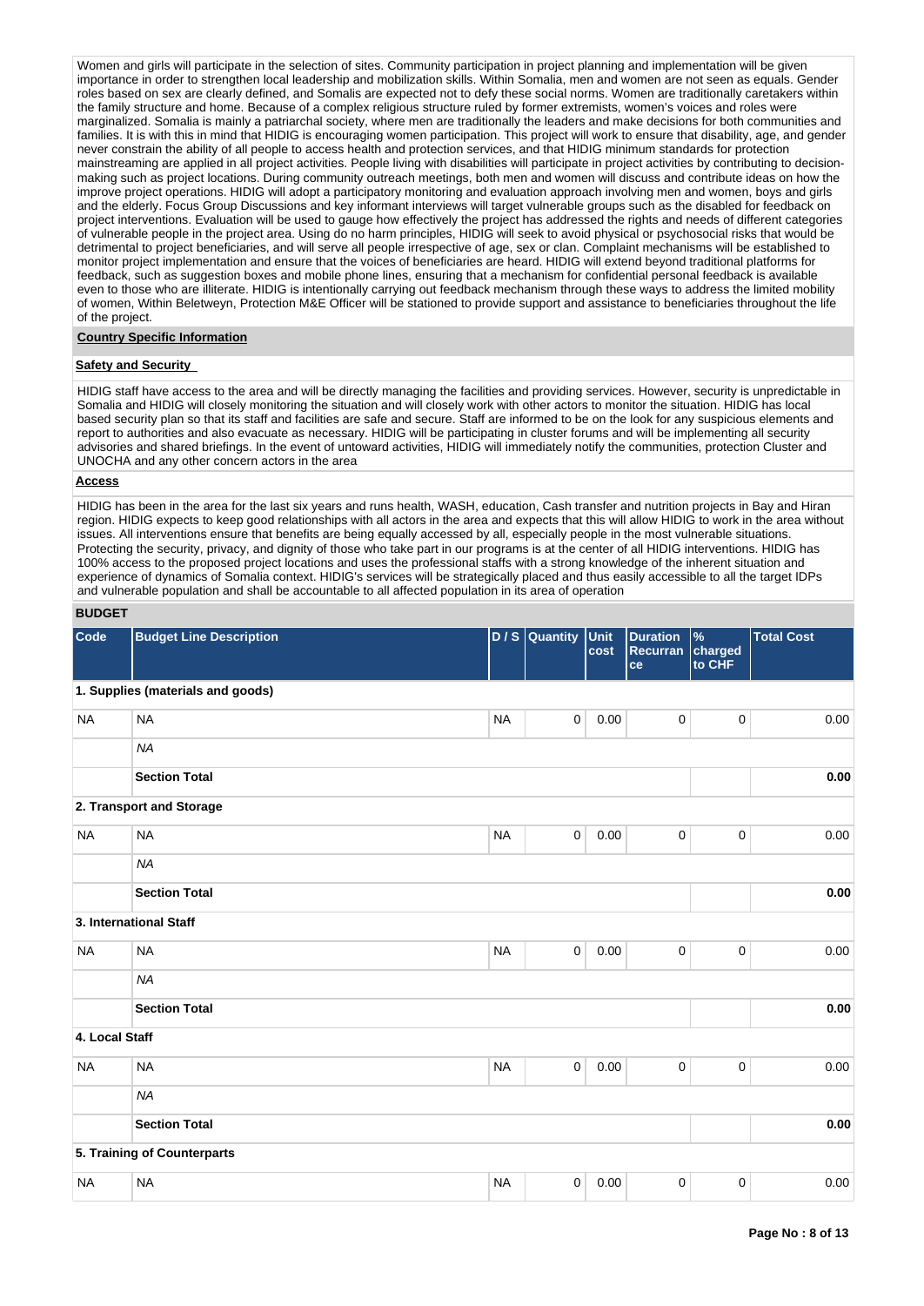Women and girls will participate in the selection of sites. Community participation in project planning and implementation will be given importance in order to strengthen local leadership and mobilization skills. Within Somalia, men and women are not seen as equals. Gender roles based on sex are clearly defined, and Somalis are expected not to defy these social norms. Women are traditionally caretakers within the family structure and home. Because of a complex religious structure ruled by former extremists, women's voices and roles were marginalized. Somalia is mainly a patriarchal society, where men are traditionally the leaders and make decisions for both communities and families. It is with this in mind that HIDIG is encouraging women participation. This project will work to ensure that disability, age, and gender never constrain the ability of all people to access health and protection services, and that HIDIG minimum standards for protection mainstreaming are applied in all project activities. People living with disabilities will participate in project activities by contributing to decision-making such as project locations. During community outreach meetings, both men and women will discuss and contribute ideas on how the improve project operations. HIDIG will adopt a participatory monitoring and evaluation approach involving men and women, boys and girls and the elderly. Focus Group Discussions and key informant interviews will target vulnerable groups such as the disabled for feedback on project interventions. Evaluation will be used to gauge how effectively the project has addressed the rights and needs of different categories of vulnerable people in the project area. Using do no harm principles, HIDIG will seek to avoid physical or psychosocial risks that would be detrimental to project beneficiaries, and will serve all people irrespective of age, sex or clan. Complaint mechanisms will be established to monitor project implementation and ensure that the voices of beneficiaries are heard. HIDIG will extend beyond traditional platforms for feedback, such as suggestion boxes and mobile phone lines, ensuring that a mechanism for confidential personal feedback is available even to those who are illiterate. HIDIG is intentionally carrying out feedback mechanism through these ways to address the limited mobility of women, Within Beletweyn, Protection M&E Officer will be stationed to provide support and assistance to beneficiaries throughout the life of the project.

**Country Specific Information**

**Safety and Security**

HIDIG staff have access to the area and will be directly managing the facilities and providing services. However, security is unpredictable in Somalia and HIDIG will closely monitoring the situation and will closely work with other actors to monitor the situation. HIDIG has local based security plan so that its staff and facilities are safe and secure. Staff are informed to be on the look for any suspicious elements and report to authorities and also evacuate as necessary. HIDIG will be participating in cluster forums and will be implementing all security advisories and shared briefings. In the event of untoward activities, HIDIG will immediately notify the communities, protection Cluster and UNOCHA and any other concern actors in the area

**Access**

HIDIG has been in the area for the last six years and runs health, WASH, education, Cash transfer and nutrition projects in Bay and Hiran region. HIDIG expects to keep good relationships with all actors in the area and expects that this will allow HIDIG to work in the area without issues. All interventions ensure that benefits are being equally accessed by all, especially people in the most vulnerable situations. Protecting the security, privacy, and dignity of those who take part in our programs is at the center of all HIDIG interventions. HIDIG has 100% access to the proposed project locations and uses the professional staffs with a strong knowledge of the inherent situation and experience of dynamics of Somalia context. HIDIG's services will be strategically placed and thus easily accessible to all the target IDPs and vulnerable population and shall be accountable to all affected population in its area of operation

**BUDGET**

| Code | Budget Line Description | D / S | Quantity | Unit cost | Duration Recurrance | % charged to CHF | Total Cost |
|---|---|---|---|---|---|---|---|
| **1. Supplies (materials and goods)** | | | | | | | |
| NA | NA | NA | 0 | 0.00 | 0 | 0 | 0.00 |
| | *NA* | | | | | | |
| | **Section Total** | | | | | | **0.00** |
| **2. Transport and Storage** | | | | | | | |
| NA | NA | NA | 0 | 0.00 | 0 | 0 | 0.00 |
| | *NA* | | | | | | |
| | **Section Total** | | | | | | **0.00** |
| **3. International Staff** | | | | | | | |
| NA | NA | NA | 0 | 0.00 | 0 | 0 | 0.00 |
| | *NA* | | | | | | |
| | **Section Total** | | | | | | **0.00** |
| **4. Local Staff** | | | | | | | |
| NA | NA | NA | 0 | 0.00 | 0 | 0 | 0.00 |
| | *NA* | | | | | | |
| | **Section Total** | | | | | | **0.00** |
| **5. Training of Counterparts** | | | | | | | |
| NA | NA | NA | 0 | 0.00 | 0 | 0 | 0.00 |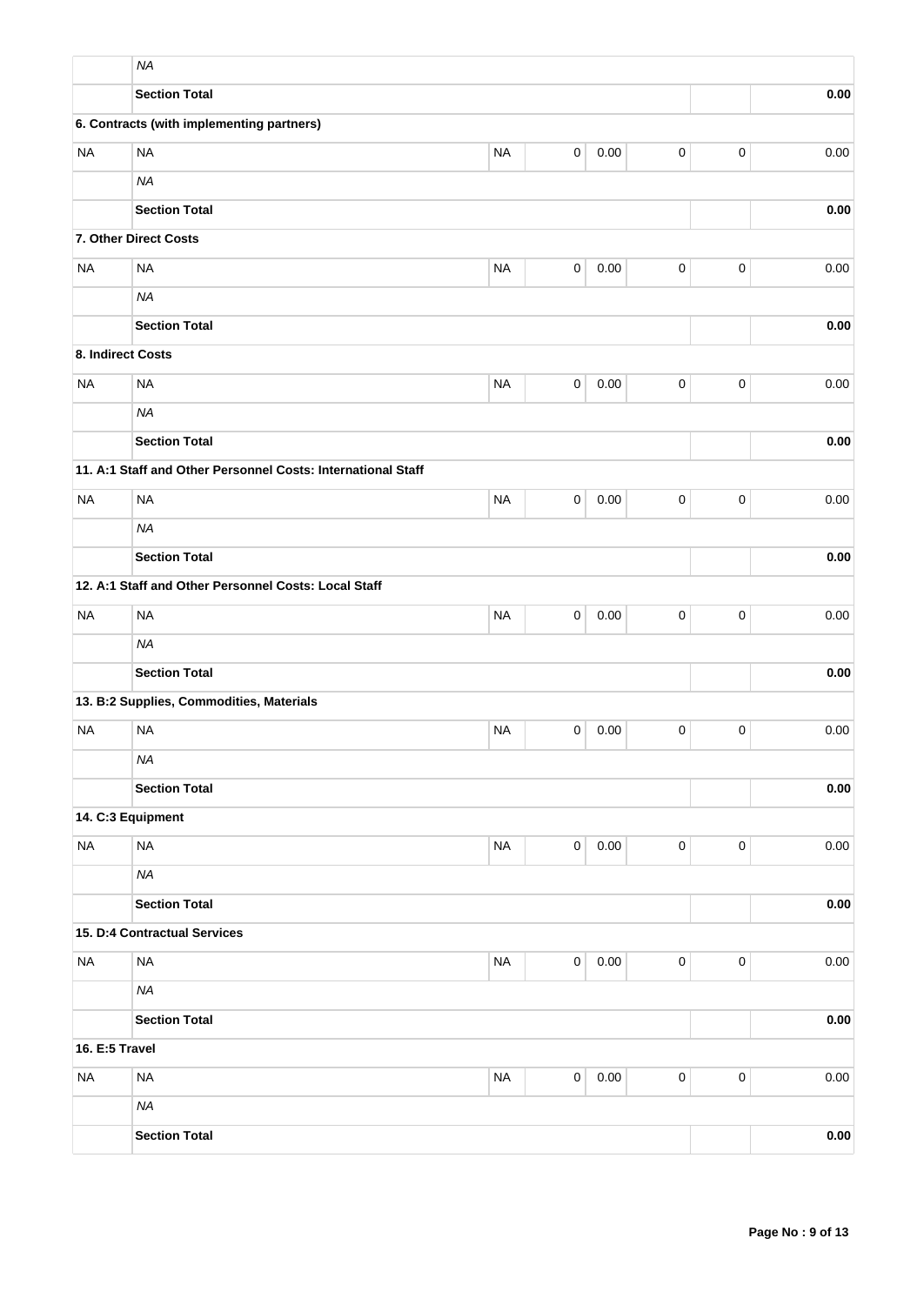| | | | | | | | |
|---|---|---|---|---|---|---|---|
| | *NA* | | | | | | |
| | **Section Total** | | | | | | **0.00** |
| **6. Contracts (with implementing partners)** | | | | | | | |
| NA | NA | NA | 0 | 0.00 | 0 | 0 | 0.00 |
| | *NA* | | | | | | |
| | **Section Total** | | | | | | **0.00** |
| **7. Other Direct Costs** | | | | | | | |
| NA | NA | NA | 0 | 0.00 | 0 | 0 | 0.00 |
| | *NA* | | | | | | |
| | **Section Total** | | | | | | **0.00** |
| **8. Indirect Costs** | | | | | | | |
| NA | NA | NA | 0 | 0.00 | 0 | 0 | 0.00 |
| | *NA* | | | | | | |
| | **Section Total** | | | | | | **0.00** |
| **11. A:1 Staff and Other Personnel Costs: International Staff** | | | | | | | |
| NA | NA | NA | 0 | 0.00 | 0 | 0 | 0.00 |
| | *NA* | | | | | | |
| | **Section Total** | | | | | | **0.00** |
| **12. A:1 Staff and Other Personnel Costs: Local Staff** | | | | | | | |
| NA | NA | NA | 0 | 0.00 | 0 | 0 | 0.00 |
| | *NA* | | | | | | |
| | **Section Total** | | | | | | **0.00** |
| **13. B:2 Supplies, Commodities, Materials** | | | | | | | |
| NA | NA | NA | 0 | 0.00 | 0 | 0 | 0.00 |
| | *NA* | | | | | | |
| | **Section Total** | | | | | | **0.00** |
| **14. C:3 Equipment** | | | | | | | |
| NA | NA | NA | 0 | 0.00 | 0 | 0 | 0.00 |
| | *NA* | | | | | | |
| | **Section Total** | | | | | | **0.00** |
| **15. D:4 Contractual Services** | | | | | | | |
| NA | NA | NA | 0 | 0.00 | 0 | 0 | 0.00 |
| | *NA* | | | | | | |
| | **Section Total** | | | | | | **0.00** |
| **16. E:5 Travel** | | | | | | | |
| NA | NA | NA | 0 | 0.00 | 0 | 0 | 0.00 |
| | *NA* | | | | | | |
| | **Section Total** | | | | | | **0.00** |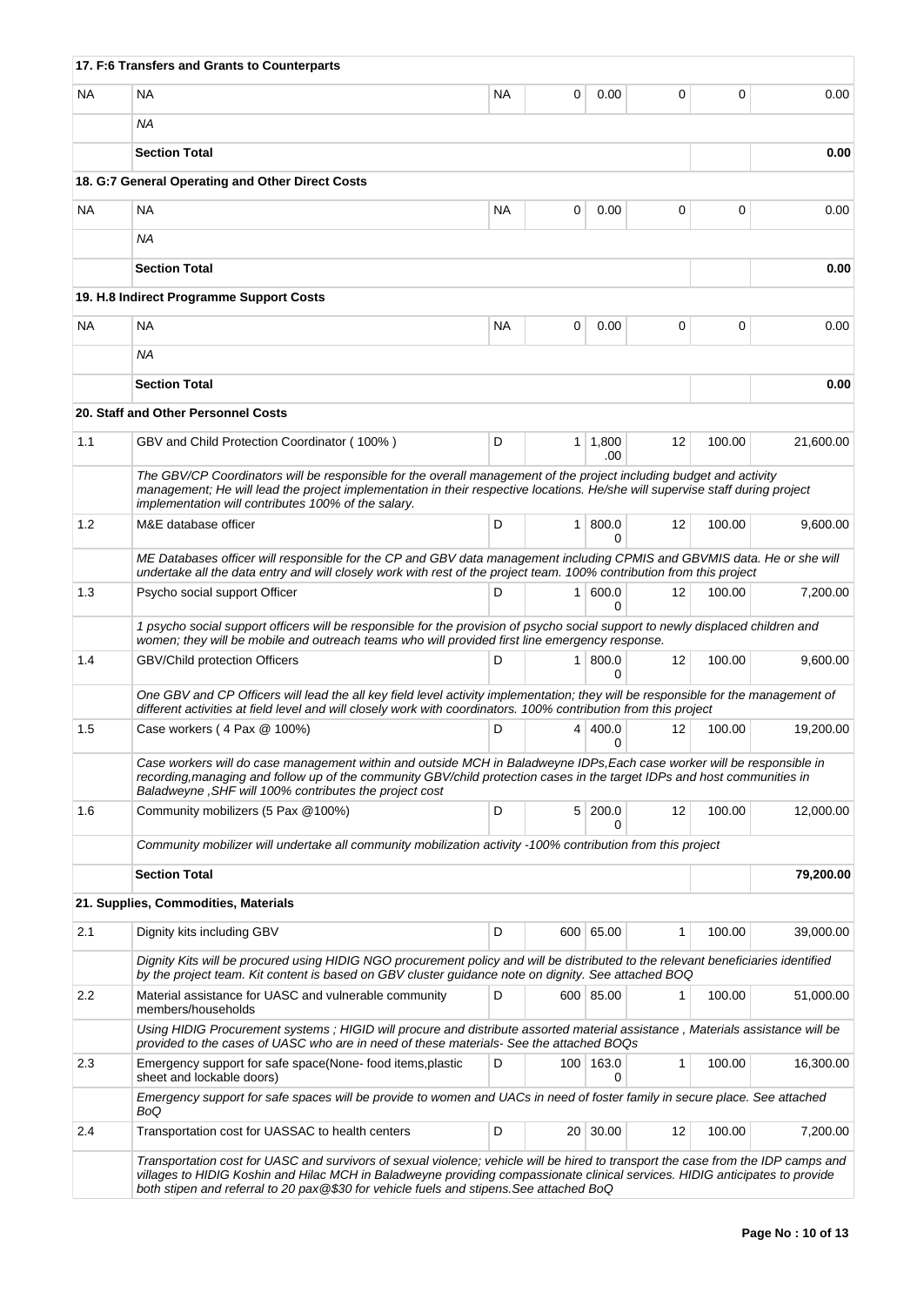| | | | | | | | |
|---|---|---|---|---|---|---|---|
| **17. F:6 Transfers and Grants to Counterparts** | | | | | | | |
| NA | NA | NA | 0 | 0.00 | 0 | 0 | 0.00 |
| | *NA* | | | | | | |
| | **Section Total** | | | | | | **0.00** |
| **18. G:7 General Operating and Other Direct Costs** | | | | | | | |
| NA | NA | NA | 0 | 0.00 | 0 | 0 | 0.00 |
| | *NA* | | | | | | |
| | **Section Total** | | | | | | **0.00** |
| **19. H.8 Indirect Programme Support Costs** | | | | | | | |
| NA | NA | NA | 0 | 0.00 | 0 | 0 | 0.00 |
| | *NA* | | | | | | |
| | **Section Total** | | | | | | **0.00** |
| **20. Staff and Other Personnel Costs** | | | | | | | |
| 1.1 | GBV and Child Protection Coordinator ( 100% ) | D | 1 | 1,800.00 | 12 | 100.00 | 21,600.00 |
| | *The GBV/CP Coordinators will be responsible for the overall management of the project including budget and activity management; He will lead the project implementation in their respective locations. He/she will supervise staff during project implementation will contributes 100% of the salary.* | | | | | | |
| 1.2 | M&E database officer | D | 1 | 800.00 | 12 | 100.00 | 9,600.00 |
| | *ME Databases officer will responsible for the CP and GBV data management including CPMIS and GBVMIS data. He or she will undertake all the data entry and will closely work with rest of the project team. 100% contribution from this project* | | | | | | |
| 1.3 | Psycho social support Officer | D | 1 | 600.00 | 12 | 100.00 | 7,200.00 |
| | *1 psycho social support officers will be responsible for the provision of psycho social support to newly displaced children and women; they will be mobile and outreach teams who will provided first line emergency response.* | | | | | | |
| 1.4 | GBV/Child protection Officers | D | 1 | 800.00 | 12 | 100.00 | 9,600.00 |
| | *One GBV and CP Officers will lead the all key field level activity implementation; they will be responsible for the management of different activities at field level and will closely work with coordinators. 100% contribution from this project* | | | | | | |
| 1.5 | Case workers ( 4 Pax @ 100%) | D | 4 | 400.00 | 12 | 100.00 | 19,200.00 |
| | *Case workers will do case management within and outside MCH in Baladweyne IDPs,Each case worker will be responsible in recording,managing and follow up of the community GBV/child protection cases in the target IDPs and host communities in Baladweyne ,SHF will 100% contributes the project cost* | | | | | | |
| 1.6 | Community mobilizers (5 Pax @100%) | D | 5 | 200.00 | 12 | 100.00 | 12,000.00 |
| | *Community mobilizer will undertake all community mobilization activity -100% contribution from this project* | | | | | | |
| | **Section Total** | | | | | | **79,200.00** |
| **21. Supplies, Commodities, Materials** | | | | | | | |
| 2.1 | Dignity kits including GBV | D | 600 | 65.00 | 1 | 100.00 | 39,000.00 |
| | *Dignity Kits will be procured using HIDIG NGO procurement policy and will be distributed to the relevant beneficiaries identified by the project team. Kit content is based on GBV cluster guidance note on dignity. See attached BOQ* | | | | | | |
| 2.2 | Material assistance for UASC and vulnerable community members/households | D | 600 | 85.00 | 1 | 100.00 | 51,000.00 |
| | *Using HIDIG Procurement systems ; HIGID will procure and distribute assorted material assistance , Materials assistance will be provided to the cases of UASC who are in need of these materials- See the attached BOQs* | | | | | | |
| 2.3 | Emergency support for safe space(None- food items,plastic sheet and lockable doors) | D | 100 | 163.00 | 1 | 100.00 | 16,300.00 |
| | *Emergency support for safe spaces will be provide to women and UACs in need of foster family in secure place. See attached BoQ* | | | | | | |
| 2.4 | Transportation cost for UASSAC to health centers | D | 20 | 30.00 | 12 | 100.00 | 7,200.00 |
| | *Transportation cost for UASC and survivors of sexual violence; vehicle will be hired to transport the case from the IDP camps and villages to HIDIG Koshin and Hilac MCH in Baladweyne providing compassionate clinical services. HIDIG anticipates to provide both stipen and referral to 20 pax@$30 for vehicle fuels and stipens.See attached BoQ* | | | | | | |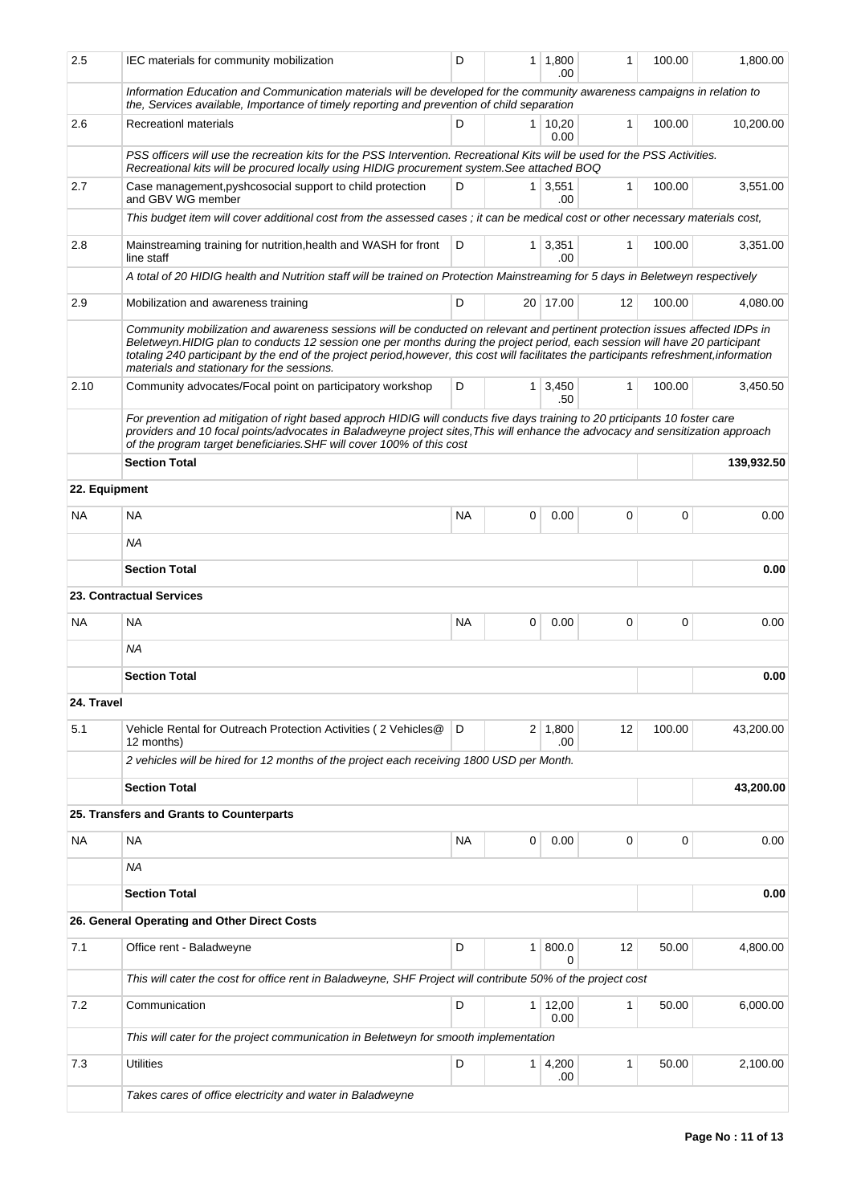| 2.5 | IEC materials for community mobilization | D | 1 | 1,800.00 | 1 | 100.00 | 1,800.00 |
|---|---|---|---|---|---|---|---|
| | *Information Education and Communication materials will be developed for the community awareness campaigns in relation to the, Services available, Importance of timely reporting and prevention of child separation* | | | | | | |
| 2.6 | Recreationl materials | D | 1 | 10,200.00 | 1 | 100.00 | 10,200.00 |
| | *PSS officers will use the recreation kits for the PSS Intervention. Recreational Kits will be used for the PSS Activities. Recreational kits will be procured locally using HIDIG procurement system.See attached BOQ* | | | | | | |
| 2.7 | Case management,pyshcosocial support to child protection and GBV WG member | D | 1 | 3,551.00 | 1 | 100.00 | 3,551.00 |
| | *This budget item will cover additional cost from the assessed cases ; it can be medical cost or other necessary materials cost,* | | | | | | |
| 2.8 | Mainstreaming training for nutrition,health and WASH for front line staff | D | 1 | 3,351.00 | 1 | 100.00 | 3,351.00 |
| | *A total of 20 HIDIG health and Nutrition staff will be trained on Protection Mainstreaming for 5 days in Beletweyn respectively* | | | | | | |
| 2.9 | Mobilization and awareness training | D | 20 | 17.00 | 12 | 100.00 | 4,080.00 |
| | *Community mobilization and awareness sessions will be conducted on relevant and pertinent protection issues affected IDPs in Beletweyn.HIDIG plan to conducts 12 session one per months during the project period, each session will have 20 participant totaling 240 participant by the end of the project period,however, this cost will facilitates the participants refreshment,information materials and stationary for the sessions.* | | | | | | |
| 2.10 | Community advocates/Focal point on participatory workshop | D | 1 | 3,450.50 | 1 | 100.00 | 3,450.50 |
| | *For prevention ad mitigation of right based approch HIDIG will conducts five days training to 20 prticipants 10 foster care providers and 10 focal points/advocates in Baladweyne project sites,This will enhance the advocacy and sensitization approach of the program target beneficiaries.SHF will cover 100% of this cost* | | | | | | |
| | **Section Total** | | | | | | **139,932.50** |
| **22. Equipment** | | | | | | | |
| NA | NA | NA | 0 | 0.00 | 0 | 0 | 0.00 |
| | *NA* | | | | | | |
| | **Section Total** | | | | | | **0.00** |
| | **23. Contractual Services** | | | | | | |
| NA | NA | NA | 0 | 0.00 | 0 | 0 | 0.00 |
| | *NA* | | | | | | |
| | **Section Total** | | | | | | **0.00** |
| **24. Travel** | | | | | | | |
| 5.1 | Vehicle Rental for Outreach Protection Activities ( 2 Vehicles@ 12 months) | D | 2 | 1,800.00 | 12 | 100.00 | 43,200.00 |
| | *2 vehicles will be hired for 12 months of the project each receiving 1800 USD per Month.* | | | | | | |
| | **Section Total** | | | | | | **43,200.00** |
| | **25. Transfers and Grants to Counterparts** | | | | | | |
| NA | NA | NA | 0 | 0.00 | 0 | 0 | 0.00 |
| | *NA* | | | | | | |
| | **Section Total** | | | | | | **0.00** |
| | **26. General Operating and Other Direct Costs** | | | | | | |
| 7.1 | Office rent - Baladweyne | D | 1 | 800.00 | 12 | 50.00 | 4,800.00 |
| | *This will cater the cost for office rent in Baladweyne, SHF Project will contribute 50% of the project cost* | | | | | | |
| 7.2 | Communication | D | 1 | 12,000.00 | 1 | 50.00 | 6,000.00 |
| | *This will cater for the project communication in Beletweyn for smooth implementation* | | | | | | |
| 7.3 | Utilities | D | 1 | 4,200.00 | 1 | 50.00 | 2,100.00 |
| | *Takes cares of office electricity and water in Baladweyne* | | | | | | |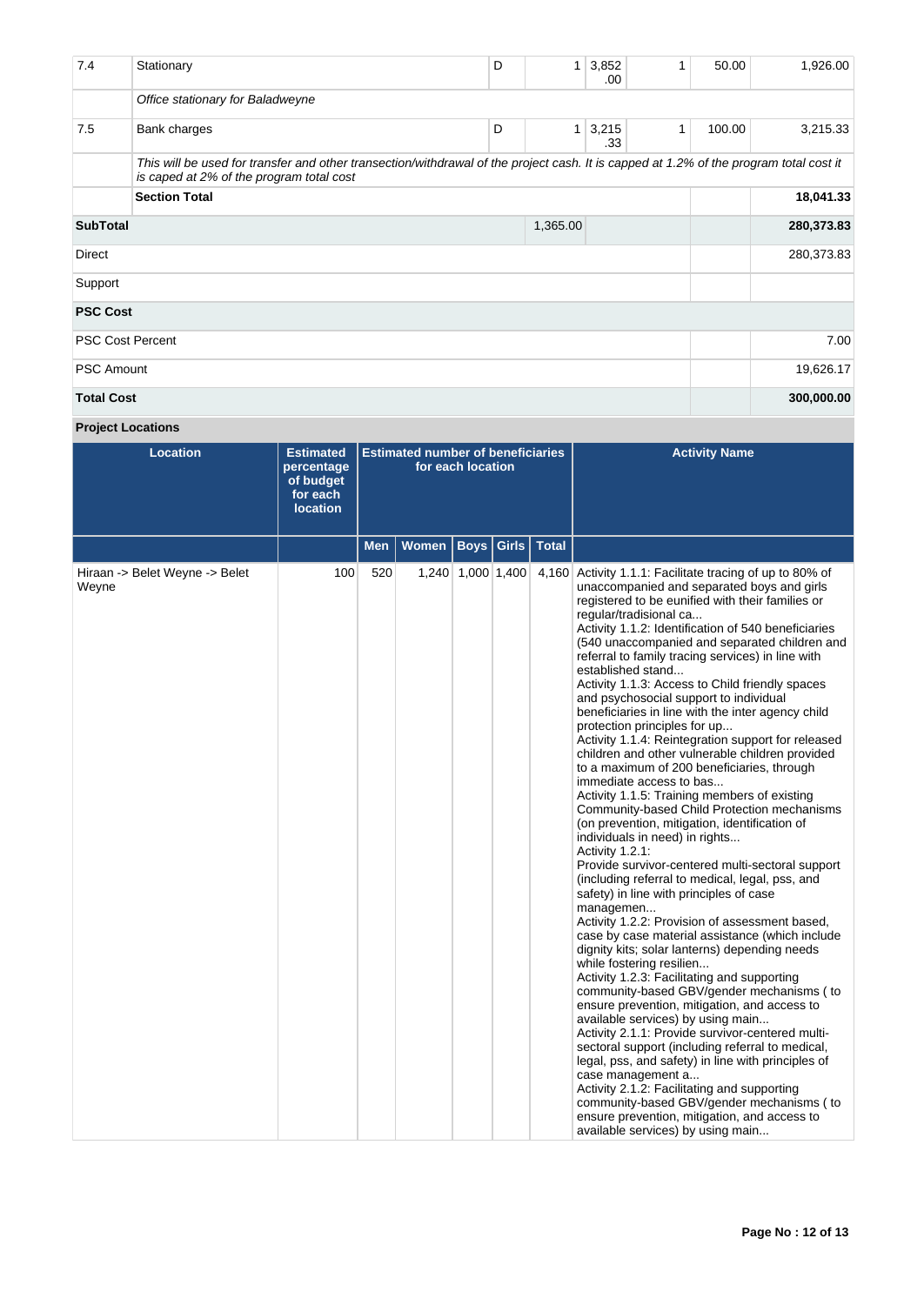| | | | | | | | |
|---|---|---|---|---|---|---|---|
| 7.4 | Stationary | D | 1 | 3,852.00 | 1 | 50.00 | 1,926.00 |
| | *Office stationary for Baladweyne* | | | | | | |
| 7.5 | Bank charges | D | 1 | 3,215.33 | 1 | 100.00 | 3,215.33 |
| | *This will be used for transfer and other transection/withdrawal of the project cash. It is capped at 1.2% of the program total cost it is caped at 2% of the program total cost* | | | | | | |
| | **Section Total** | | | | | | **18,041.33** |
| **SubTotal** | | | 1,365.00 | | | | **280,373.83** |
| Direct | | | | | | | 280,373.83 |
| Support | | | | | | | |
| **PSC Cost** | | | | | | | |
| PSC Cost Percent | | | | | | | 7.00 |
| PSC Amount | | | | | | | 19,626.17 |
| **Total Cost** | | | | | | | **300,000.00** |

**Project Locations**

| Location | Estimated percentage of budget for each location | Estimated number of beneficiaries for each location | | | | | Activity Name |
|---|---|---|---|---|---|---|---|
| | | Men | Women | Boys | Girls | Total | |
| Hiraan -> Belet Weyne -> Belet Weyne | 100 | 520 | 1,240 | 1,000 | 1,400 | 4,160 | Activity 1.1.1: Facilitate tracing of up to 80% of unaccompanied and separated boys and girls registered to be eunified with their families or regular/tradisional ca...<br>Activity 1.1.2: Identification of 540 beneficiaries (540 unaccompanied and separated children and referral to family tracing services) in line with established stand...<br>Activity 1.1.3: Access to Child friendly spaces and psychosocial support to individual beneficiaries in line with the inter agency child protection principles for up...<br>Activity 1.1.4: Reintegration support for released children and other vulnerable children provided to a maximum of 200 beneficiaries, through immediate access to bas...<br>Activity 1.1.5: Training members of existing Community-based Child Protection mechanisms (on prevention, mitigation, identification of individuals in need) in rights...<br>Activity 1.2.1:<br>Provide survivor-centered multi-sectoral support (including referral to medical, legal, pss, and safety) in line with principles of case managemen...<br>Activity 1.2.2: Provision of assessment based, case by case material assistance (which include dignity kits; solar lanterns) depending needs while fostering resilien...<br>Activity 1.2.3: Facilitating and supporting community-based GBV/gender mechanisms ( to ensure prevention, mitigation, and access to available services) by using main...<br>Activity 2.1.1: Provide survivor-centered multi-sectoral support (including referral to medical, legal, pss, and safety) in line with principles of case management a...<br>Activity 2.1.2: Facilitating and supporting community-based GBV/gender mechanisms ( to ensure prevention, mitigation, and access to available services) by using main... |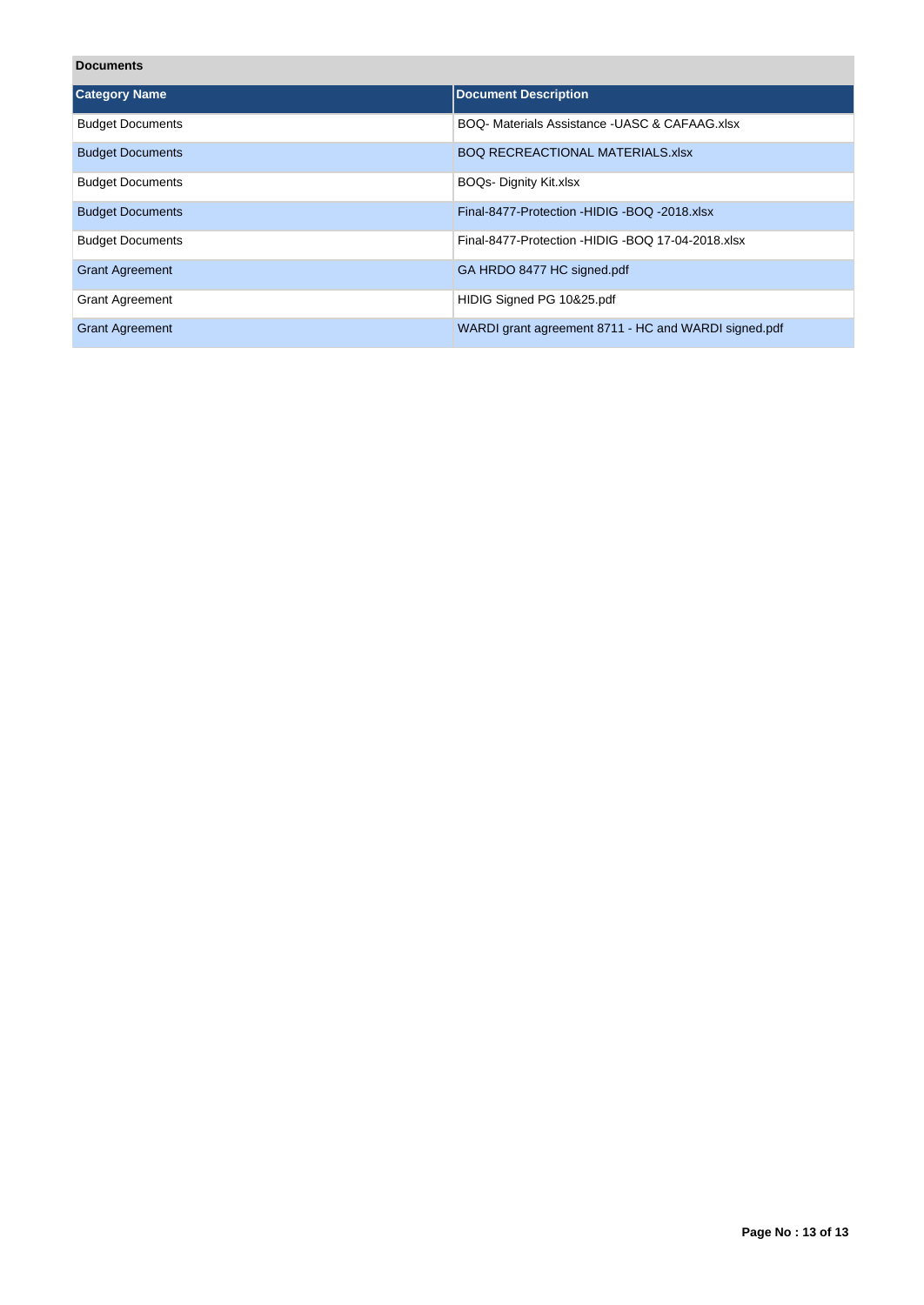**Documents**

| Category Name | Document Description |
|---|---|
| Budget Documents | BOQ- Materials Assistance -UASC & CAFAAG.xlsx |
| Budget Documents | BOQ RECREACTIONAL MATERIALS.xlsx |
| Budget Documents | BOQs- Dignity Kit.xlsx |
| Budget Documents | Final-8477-Protection -HIDIG -BOQ -2018.xlsx |
| Budget Documents | Final-8477-Protection -HIDIG -BOQ 17-04-2018.xlsx |
| Grant Agreement | GA HRDO 8477 HC signed.pdf |
| Grant Agreement | HIDIG Signed PG 10&25.pdf |
| Grant Agreement | WARDI grant agreement 8711 - HC and WARDI signed.pdf |